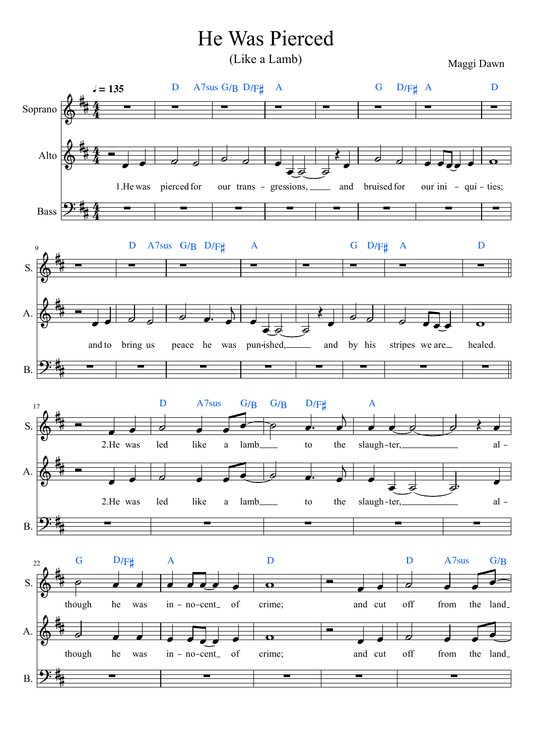# He Was Pierced

(Like a Lamb)

Maggi Dawn

♩ = 135

Soprano / Alto / Bass

1. He was pierced for our trans - gressions, and bruised for our ini - qui - ties;
and to bring us peace he was pun-ished, and by his stripes we are healed.

2. He was led like a lamb to the slaugh-ter, al - though he was in - no-cent of crime;
and cut off from the land